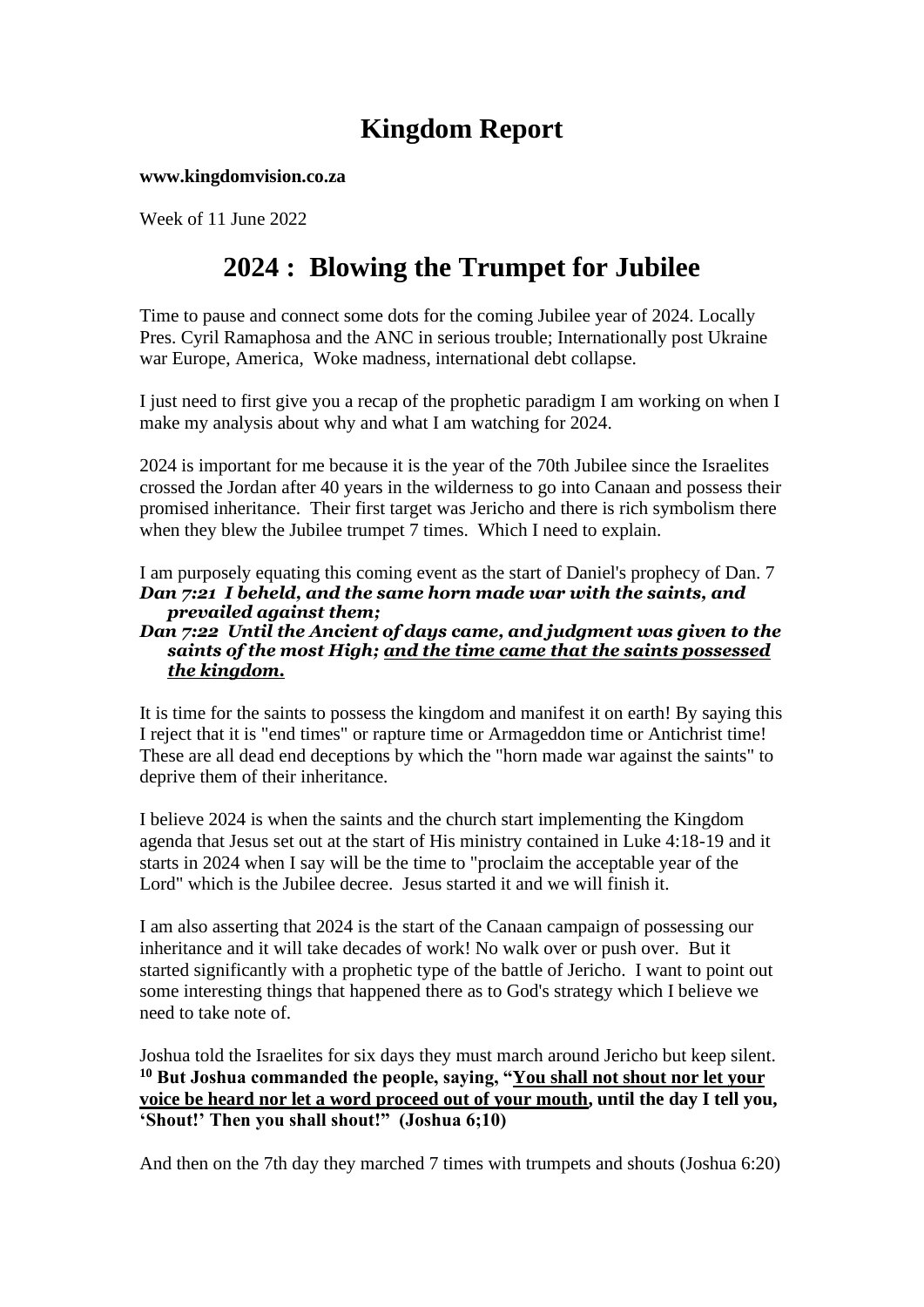# Kingdom Report

**www.kingdomvision.co.za**

Week of 11 June 2022

## 2024 : Blowing the Trumpet for Jubilee

Time to pause and connect some dots for the coming Jubilee year of 2024. Locally Pres. Cyril Ramaphosa and the ANC in serious trouble; Internationally post Ukraine war Europe, America, Woke madness, international debt collapse.

I just need to first give you a recap of the prophetic paradigm I am working on when I make my analysis about why and what I am watching for 2024.

2024 is important for me because it is the year of the 70th Jubilee since the Israelites crossed the Jordan after 40 years in the wilderness to go into Canaan and possess their promised inheritance. Their first target was Jericho and there is rich symbolism there when they blew the Jubilee trumpet 7 times. Which I need to explain.

I am purposely equating this coming event as the start of Daniel's prophecy of Dan. 7
***Dan 7:21 I beheld, and the same horn made war with the saints, and prevailed against them;***
***Dan 7:22 Until the Ancient of days came, and judgment was given to the saints of the most High; <u>and the time came that the saints possessed the kingdom.</u>***

It is time for the saints to possess the kingdom and manifest it on earth! By saying this I reject that it is "end times" or rapture time or Armageddon time or Antichrist time! These are all dead end deceptions by which the "horn made war against the saints" to deprive them of their inheritance.

I believe 2024 is when the saints and the church start implementing the Kingdom agenda that Jesus set out at the start of His ministry contained in Luke 4:18-19 and it starts in 2024 when I say will be the time to "proclaim the acceptable year of the Lord" which is the Jubilee decree. Jesus started it and we will finish it.

I am also asserting that 2024 is the start of the Canaan campaign of possessing our inheritance and it will take decades of work! No walk over or push over. But it started significantly with a prophetic type of the battle of Jericho. I want to point out some interesting things that happened there as to God's strategy which I believe we need to take note of.

Joshua told the Israelites for six days they must march around Jericho but keep silent.
**[10] But Joshua commanded the people, saying, "<u>You shall not shout nor let your voice be heard nor let a word proceed out of your mouth</u>, until the day I tell you, 'Shout!' Then you shall shout!" (Joshua 6;10)**

And then on the 7th day they marched 7 times with trumpets and shouts (Joshua 6:20)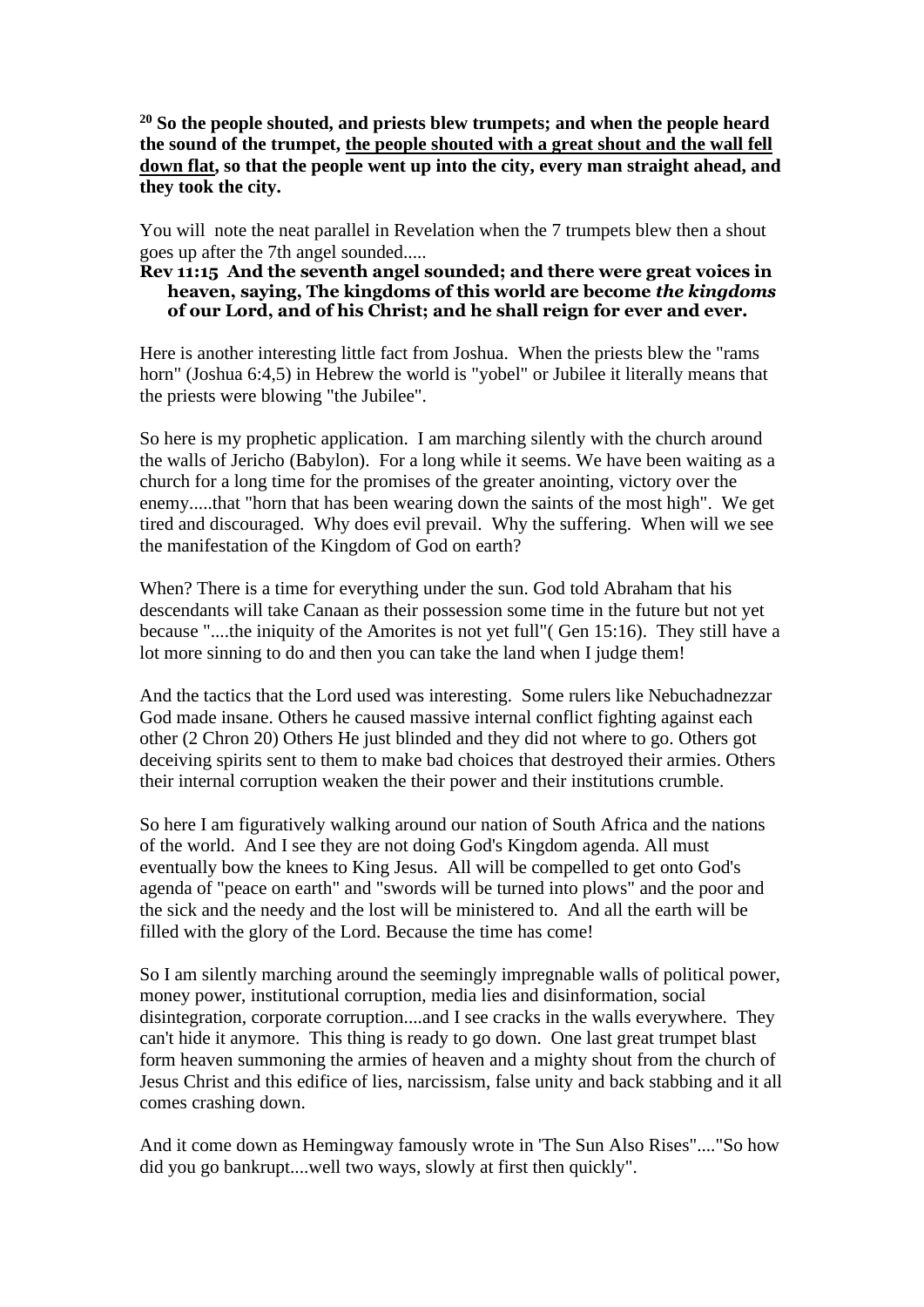**20 So the people shouted, and priests blew trumpets; and when the people heard the sound of the trumpet, <u>the people shouted with a great shout and the wall fell down flat</u>, so that the people went up into the city, every man straight ahead, and they took the city.**

You will note the neat parallel in Revelation when the 7 trumpets blew then a shout goes up after the 7th angel sounded.....

**Rev 11:15 And the seventh angel sounded; and there were great voices in heaven, saying, The kingdoms of this world are become *the kingdoms* of our Lord, and of his Christ; and he shall reign for ever and ever.**

Here is another interesting little fact from Joshua. When the priests blew the "rams horn" (Joshua 6:4,5) in Hebrew the world is "yobel" or Jubilee it literally means that the priests were blowing "the Jubilee".

So here is my prophetic application. I am marching silently with the church around the walls of Jericho (Babylon). For a long while it seems. We have been waiting as a church for a long time for the promises of the greater anointing, victory over the enemy.....that "horn that has been wearing down the saints of the most high". We get tired and discouraged. Why does evil prevail. Why the suffering. When will we see the manifestation of the Kingdom of God on earth?

When? There is a time for everything under the sun. God told Abraham that his descendants will take Canaan as their possession some time in the future but not yet because "....the iniquity of the Amorites is not yet full"( Gen 15:16). They still have a lot more sinning to do and then you can take the land when I judge them!

And the tactics that the Lord used was interesting. Some rulers like Nebuchadnezzar God made insane. Others he caused massive internal conflict fighting against each other (2 Chron 20) Others He just blinded and they did not where to go. Others got deceiving spirits sent to them to make bad choices that destroyed their armies. Others their internal corruption weaken the their power and their institutions crumble.

So here I am figuratively walking around our nation of South Africa and the nations of the world. And I see they are not doing God's Kingdom agenda. All must eventually bow the knees to King Jesus. All will be compelled to get onto God's agenda of "peace on earth" and "swords will be turned into plows" and the poor and the sick and the needy and the lost will be ministered to. And all the earth will be filled with the glory of the Lord. Because the time has come!

So I am silently marching around the seemingly impregnable walls of political power, money power, institutional corruption, media lies and disinformation, social disintegration, corporate corruption....and I see cracks in the walls everywhere. They can't hide it anymore. This thing is ready to go down. One last great trumpet blast form heaven summoning the armies of heaven and a mighty shout from the church of Jesus Christ and this edifice of lies, narcissism, false unity and back stabbing and it all comes crashing down.

And it come down as Hemingway famously wrote in 'The Sun Also Rises"...."So how did you go bankrupt....well two ways, slowly at first then quickly".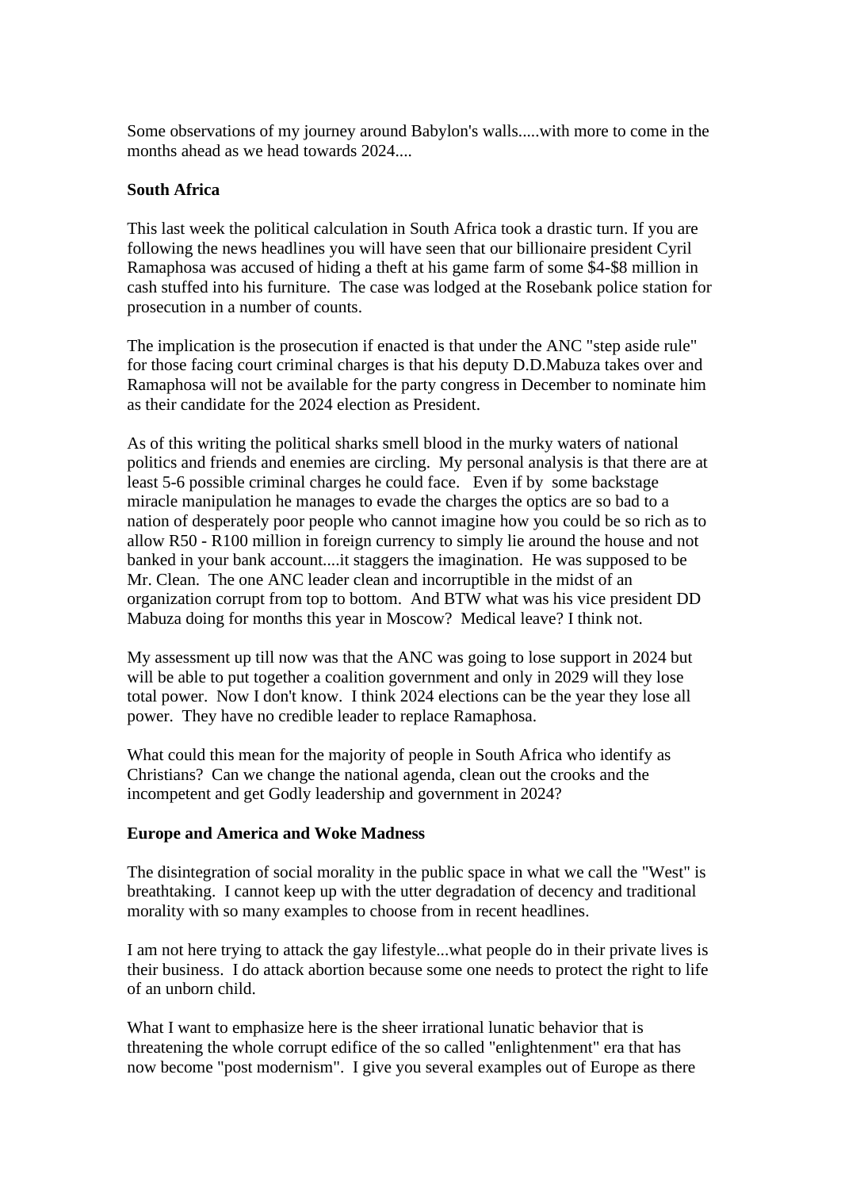Some observations of my journey around Babylon's walls.....with more to come in the months ahead as we head towards 2024....

**South Africa**

This last week the political calculation in South Africa took a drastic turn. If you are following the news headlines you will have seen that our billionaire president Cyril Ramaphosa was accused of hiding a theft at his game farm of some $4-$8 million in cash stuffed into his furniture. The case was lodged at the Rosebank police station for prosecution in a number of counts.

The implication is the prosecution if enacted is that under the ANC "step aside rule" for those facing court criminal charges is that his deputy D.D.Mabuza takes over and Ramaphosa will not be available for the party congress in December to nominate him as their candidate for the 2024 election as President.

As of this writing the political sharks smell blood in the murky waters of national politics and friends and enemies are circling. My personal analysis is that there are at least 5-6 possible criminal charges he could face. Even if by some backstage miracle manipulation he manages to evade the charges the optics are so bad to a nation of desperately poor people who cannot imagine how you could be so rich as to allow R50 - R100 million in foreign currency to simply lie around the house and not banked in your bank account....it staggers the imagination. He was supposed to be Mr. Clean. The one ANC leader clean and incorruptible in the midst of an organization corrupt from top to bottom. And BTW what was his vice president DD Mabuza doing for months this year in Moscow? Medical leave? I think not.

My assessment up till now was that the ANC was going to lose support in 2024 but will be able to put together a coalition government and only in 2029 will they lose total power. Now I don't know. I think 2024 elections can be the year they lose all power. They have no credible leader to replace Ramaphosa.

What could this mean for the majority of people in South Africa who identify as Christians? Can we change the national agenda, clean out the crooks and the incompetent and get Godly leadership and government in 2024?

**Europe and America and Woke Madness**

The disintegration of social morality in the public space in what we call the "West" is breathtaking. I cannot keep up with the utter degradation of decency and traditional morality with so many examples to choose from in recent headlines.

I am not here trying to attack the gay lifestyle...what people do in their private lives is their business. I do attack abortion because some one needs to protect the right to life of an unborn child.

What I want to emphasize here is the sheer irrational lunatic behavior that is threatening the whole corrupt edifice of the so called "enlightenment" era that has now become "post modernism". I give you several examples out of Europe as there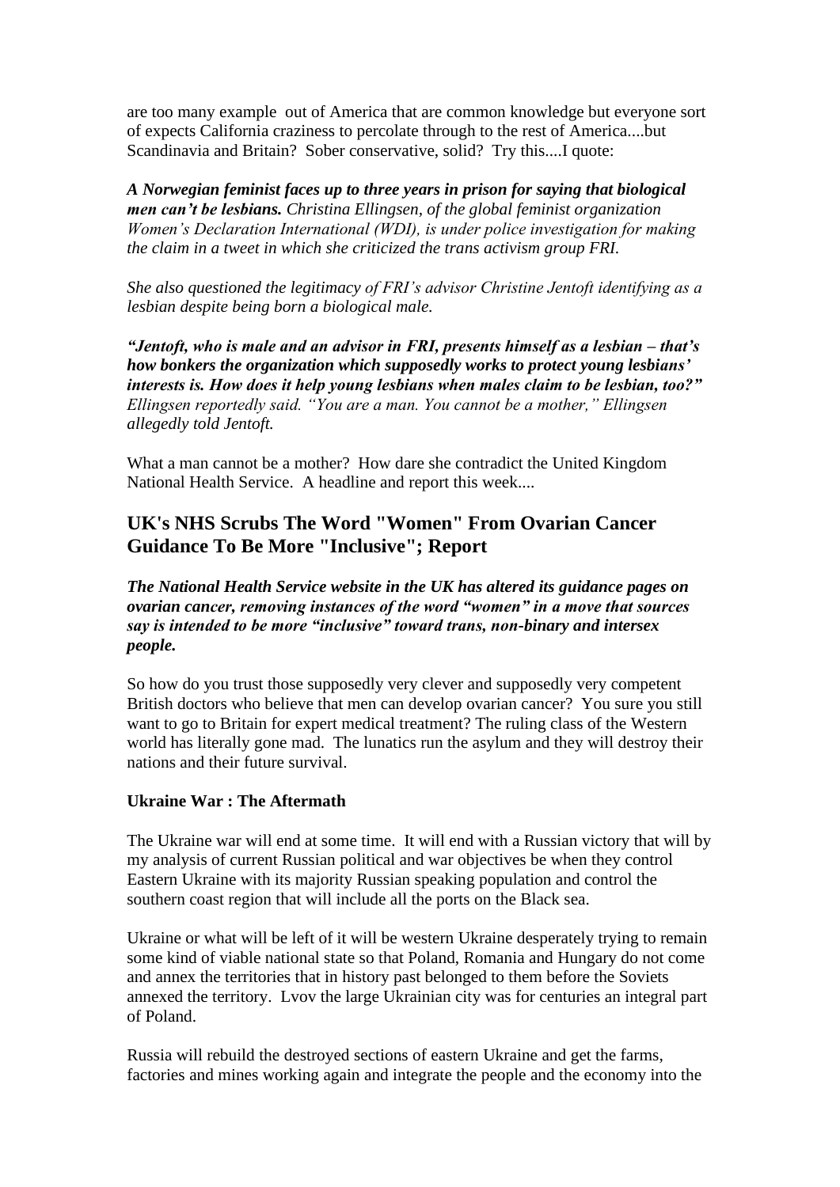are too many example  out of America that are common knowledge but everyone sort of expects California craziness to percolate through to the rest of America....but Scandinavia and Britain?  Sober conservative, solid?  Try this....I quote:

***A Norwegian feminist faces up to three years in prison for saying that biological men can't be lesbians.*** *Christina Ellingsen, of the global feminist organization Women's Declaration International (WDI), is under police investigation for making the claim in a tweet in which she criticized the trans activism group FRI.*

*She also questioned the legitimacy of FRI's advisor Christine Jentoft identifying as a lesbian despite being born a biological male.*

***"Jentoft, who is male and an advisor in FRI, presents himself as a lesbian – that's how bonkers the organization which supposedly works to protect young lesbians' interests is. How does it help young lesbians when males claim to be lesbian, too?"*** *Ellingsen reportedly said. "You are a man. You cannot be a mother," Ellingsen allegedly told Jentoft.*

What a man cannot be a mother?  How dare she contradict the United Kingdom National Health Service.  A headline and report this week....

## UK's NHS Scrubs The Word "Women" From Ovarian Cancer Guidance To Be More "Inclusive"; Report

***The National Health Service website in the UK has altered its guidance pages on ovarian cancer, removing instances of the word "women" in a move that sources say is intended to be more "inclusive" toward trans, non-binary and intersex people.***

So how do you trust those supposedly very clever and supposedly very competent British doctors who believe that men can develop ovarian cancer?  You sure you still want to go to Britain for expert medical treatment? The ruling class of the Western world has literally gone mad.  The lunatics run the asylum and they will destroy their nations and their future survival.

**Ukraine War : The Aftermath**

The Ukraine war will end at some time.  It will end with a Russian victory that will by my analysis of current Russian political and war objectives be when they control Eastern Ukraine with its majority Russian speaking population and control the southern coast region that will include all the ports on the Black sea.

Ukraine or what will be left of it will be western Ukraine desperately trying to remain some kind of viable national state so that Poland, Romania and Hungary do not come and annex the territories that in history past belonged to them before the Soviets annexed the territory.  Lvov the large Ukrainian city was for centuries an integral part of Poland.

Russia will rebuild the destroyed sections of eastern Ukraine and get the farms, factories and mines working again and integrate the people and the economy into the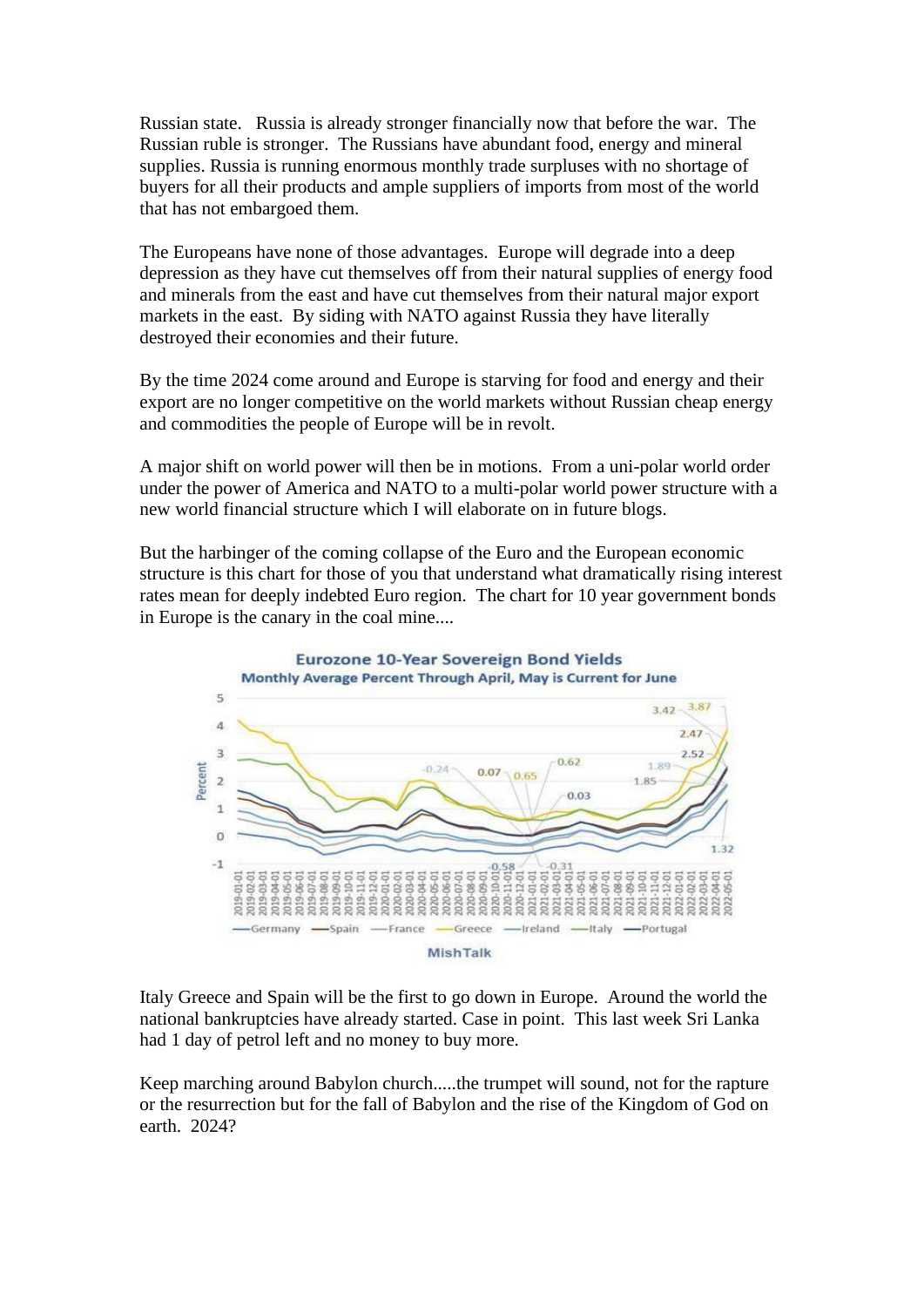Russian state. Russia is already stronger financially now that before the war. The Russian ruble is stronger. The Russians have abundant food, energy and mineral supplies. Russia is running enormous monthly trade surpluses with no shortage of buyers for all their products and ample suppliers of imports from most of the world that has not embargoed them.

The Europeans have none of those advantages. Europe will degrade into a deep depression as they have cut themselves off from their natural supplies of energy food and minerals from the east and have cut themselves from their natural major export markets in the east. By siding with NATO against Russia they have literally destroyed their economies and their future.

By the time 2024 come around and Europe is starving for food and energy and their export are no longer competitive on the world markets without Russian cheap energy and commodities the people of Europe will be in revolt.

A major shift on world power will then be in motions. From a uni-polar world order under the power of America and NATO to a multi-polar world power structure with a new world financial structure which I will elaborate on in future blogs.

But the harbinger of the coming collapse of the Euro and the European economic structure is this chart for those of you that understand what dramatically rising interest rates mean for deeply indebted Euro region. The chart for 10 year government bonds in Europe is the canary in the coal mine....

Eurozone 10-Year Sovereign Bond Yields
Monthly Average Percent Through April, May is Current for June

Percent
5
4
3
2
1
0
-1

-0.24
0.07
0.65
0.62
0.03
-0.58
-0.31
3.42
3.87
2.47
2.52
1.89
1.85
1.32

2019-01-01 … 2022-05-01

Germany, Spain, France, Greece, Ireland, Italy, Portugal

MishTalk

Italy Greece and Spain will be the first to go down in Europe. Around the world the national bankruptcies have already started. Case in point. This last week Sri Lanka had 1 day of petrol left and no money to buy more.

Keep marching around Babylon church.....the trumpet will sound, not for the rapture or the resurrection but for the fall of Babylon and the rise of the Kingdom of God on earth. 2024?